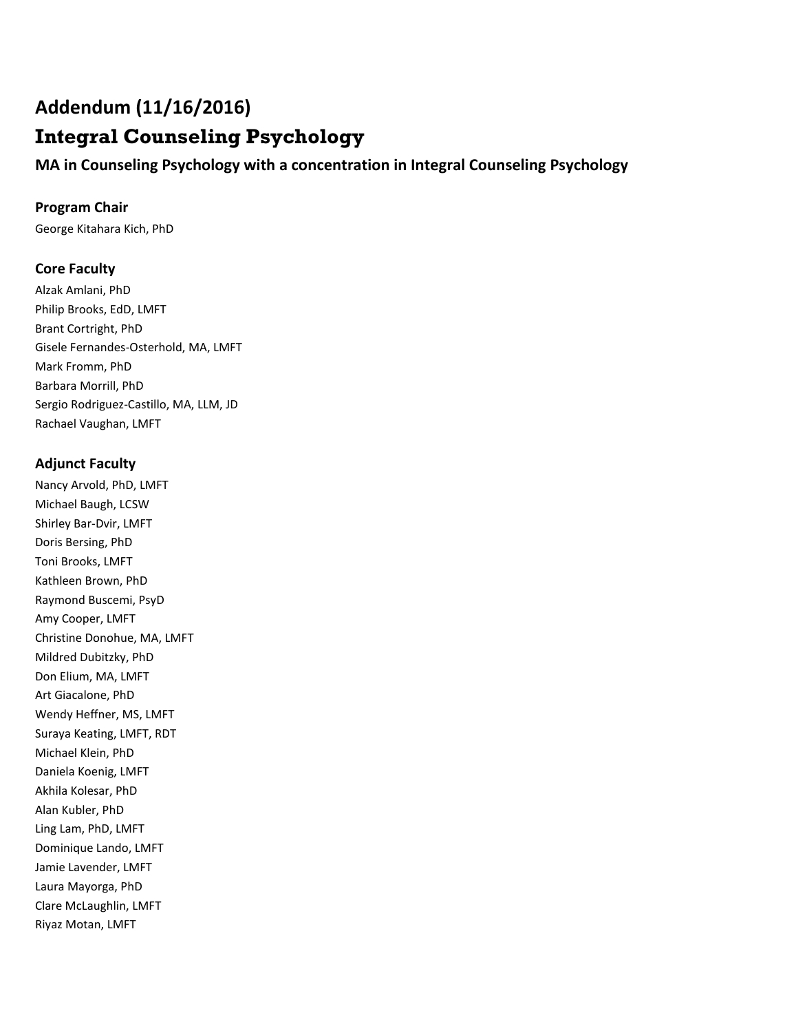# Addendum (11/16/2016)

# Integral Counseling Psychology

### MA in Counseling Psychology with a concentration in Integral Counseling Psychology

#### Program Chair

George Kitahara Kich, PhD

#### Core Faculty

Alzak Amlani, PhD
Philip Brooks, EdD, LMFT
Brant Cortright, PhD
Gisele Fernandes-Osterhold, MA, LMFT
Mark Fromm, PhD
Barbara Morrill, PhD
Sergio Rodriguez-Castillo, MA, LLM, JD
Rachael Vaughan, LMFT

#### Adjunct Faculty

Nancy Arvold, PhD, LMFT
Michael Baugh, LCSW
Shirley Bar-Dvir, LMFT
Doris Bersing, PhD
Toni Brooks, LMFT
Kathleen Brown, PhD
Raymond Buscemi, PsyD
Amy Cooper, LMFT
Christine Donohue, MA, LMFT
Mildred Dubitzky, PhD
Don Elium, MA, LMFT
Art Giacalone, PhD
Wendy Heffner, MS, LMFT
Suraya Keating, LMFT, RDT
Michael Klein, PhD
Daniela Koenig, LMFT
Akhila Kolesar, PhD
Alan Kubler, PhD
Ling Lam, PhD, LMFT
Dominique Lando, LMFT
Jamie Lavender, LMFT
Laura Mayorga, PhD
Clare McLaughlin, LMFT
Riyaz Motan, LMFT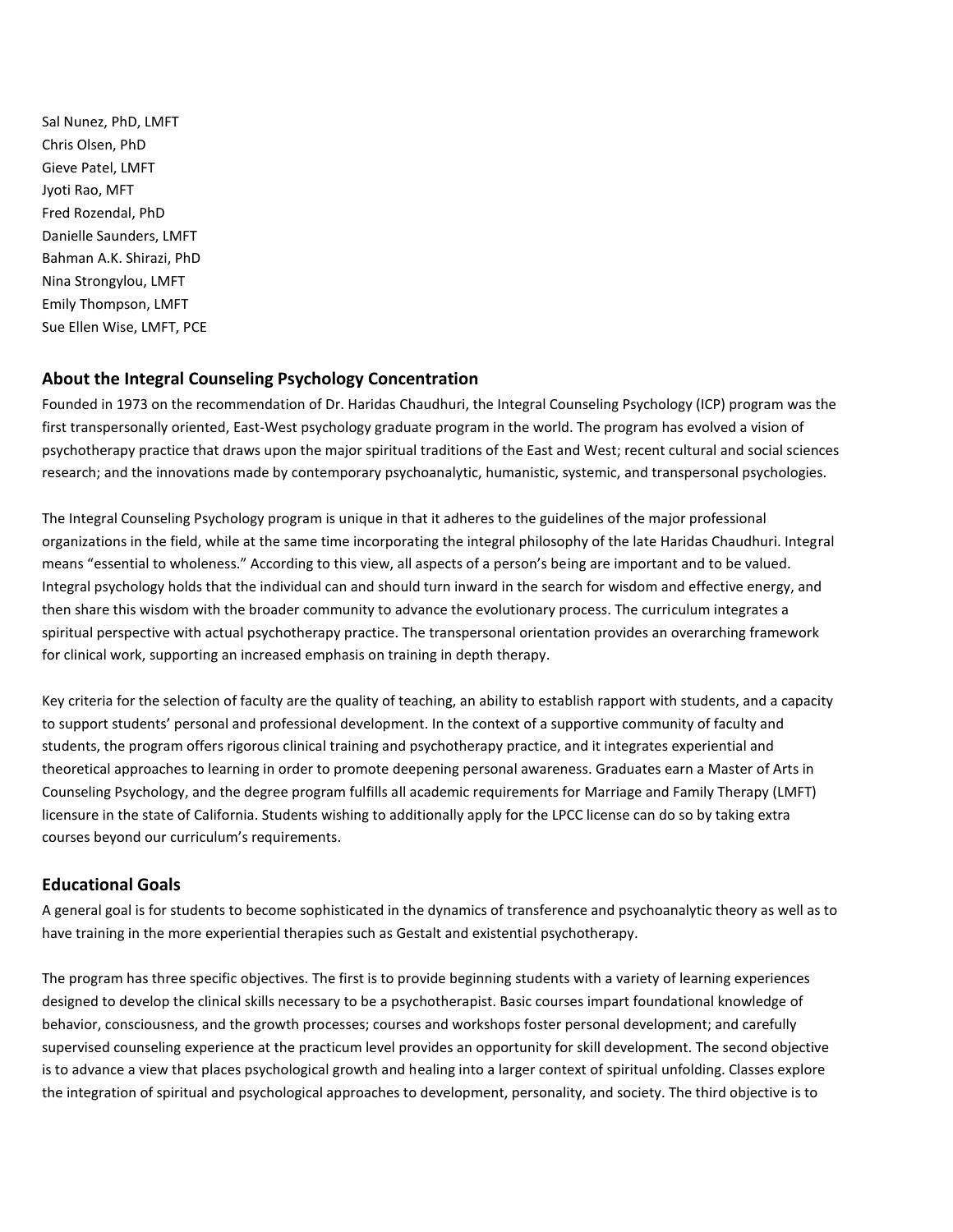Sal Nunez, PhD, LMFT
Chris Olsen, PhD
Gieve Patel, LMFT
Jyoti Rao, MFT
Fred Rozendal, PhD
Danielle Saunders, LMFT
Bahman A.K. Shirazi, PhD
Nina Strongylou, LMFT
Emily Thompson, LMFT
Sue Ellen Wise, LMFT, PCE

## About the Integral Counseling Psychology Concentration

Founded in 1973 on the recommendation of Dr. Haridas Chaudhuri, the Integral Counseling Psychology (ICP) program was the first transpersonally oriented, East-West psychology graduate program in the world. The program has evolved a vision of psychotherapy practice that draws upon the major spiritual traditions of the East and West; recent cultural and social sciences research; and the innovations made by contemporary psychoanalytic, humanistic, systemic, and transpersonal psychologies.

The Integral Counseling Psychology program is unique in that it adheres to the guidelines of the major professional organizations in the field, while at the same time incorporating the integral philosophy of the late Haridas Chaudhuri. Integral means "essential to wholeness." According to this view, all aspects of a person's being are important and to be valued. Integral psychology holds that the individual can and should turn inward in the search for wisdom and effective energy, and then share this wisdom with the broader community to advance the evolutionary process. The curriculum integrates a spiritual perspective with actual psychotherapy practice. The transpersonal orientation provides an overarching framework for clinical work, supporting an increased emphasis on training in depth therapy.

Key criteria for the selection of faculty are the quality of teaching, an ability to establish rapport with students, and a capacity to support students' personal and professional development. In the context of a supportive community of faculty and students, the program offers rigorous clinical training and psychotherapy practice, and it integrates experiential and theoretical approaches to learning in order to promote deepening personal awareness. Graduates earn a Master of Arts in Counseling Psychology, and the degree program fulfills all academic requirements for Marriage and Family Therapy (LMFT) licensure in the state of California. Students wishing to additionally apply for the LPCC license can do so by taking extra courses beyond our curriculum's requirements.

## Educational Goals

A general goal is for students to become sophisticated in the dynamics of transference and psychoanalytic theory as well as to have training in the more experiential therapies such as Gestalt and existential psychotherapy.

The program has three specific objectives. The first is to provide beginning students with a variety of learning experiences designed to develop the clinical skills necessary to be a psychotherapist. Basic courses impart foundational knowledge of behavior, consciousness, and the growth processes; courses and workshops foster personal development; and carefully supervised counseling experience at the practicum level provides an opportunity for skill development. The second objective is to advance a view that places psychological growth and healing into a larger context of spiritual unfolding. Classes explore the integration of spiritual and psychological approaches to development, personality, and society. The third objective is to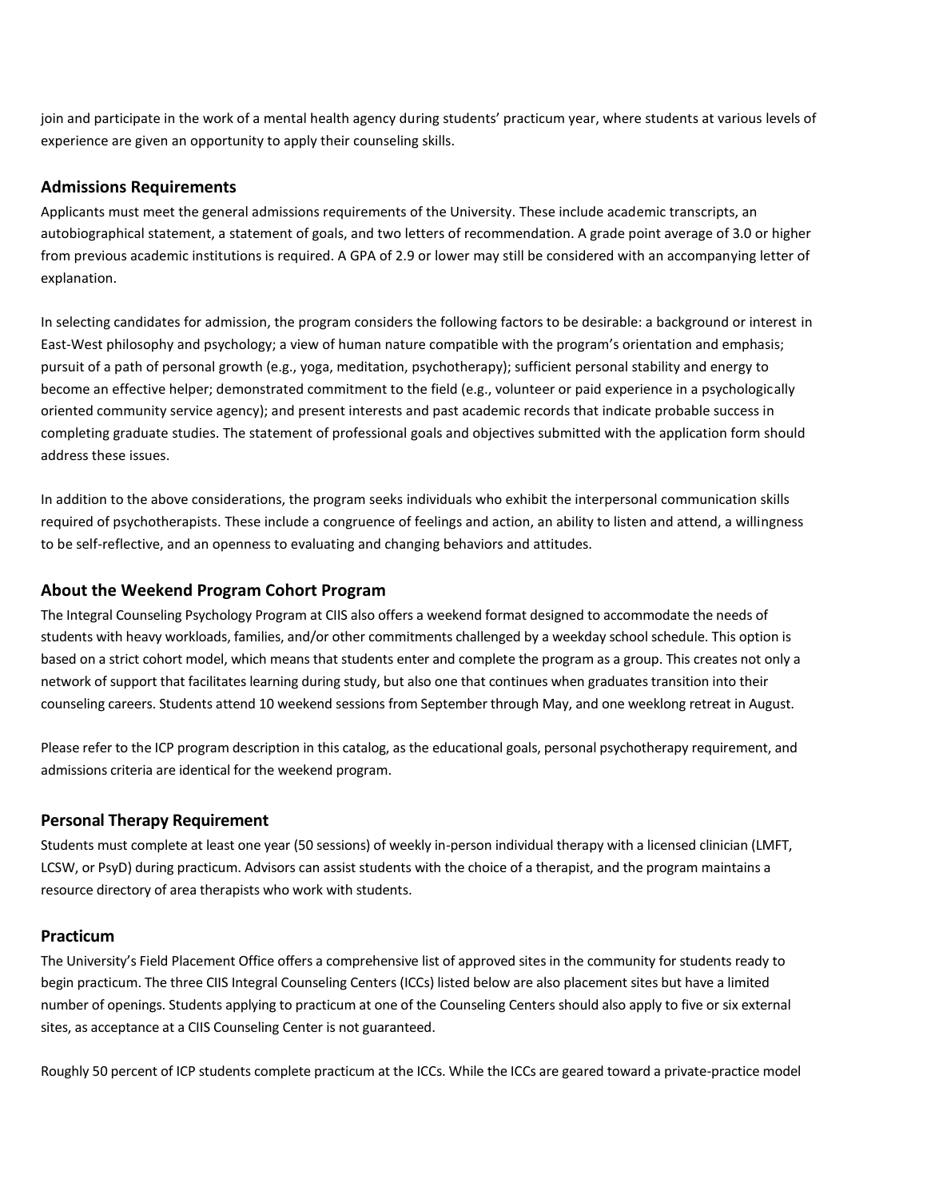join and participate in the work of a mental health agency during students' practicum year, where students at various levels of experience are given an opportunity to apply their counseling skills.

## Admissions Requirements

Applicants must meet the general admissions requirements of the University. These include academic transcripts, an autobiographical statement, a statement of goals, and two letters of recommendation. A grade point average of 3.0 or higher from previous academic institutions is required. A GPA of 2.9 or lower may still be considered with an accompanying letter of explanation.

In selecting candidates for admission, the program considers the following factors to be desirable: a background or interest in East-West philosophy and psychology; a view of human nature compatible with the program's orientation and emphasis; pursuit of a path of personal growth (e.g., yoga, meditation, psychotherapy); sufficient personal stability and energy to become an effective helper; demonstrated commitment to the field (e.g., volunteer or paid experience in a psychologically oriented community service agency); and present interests and past academic records that indicate probable success in completing graduate studies. The statement of professional goals and objectives submitted with the application form should address these issues.

In addition to the above considerations, the program seeks individuals who exhibit the interpersonal communication skills required of psychotherapists. These include a congruence of feelings and action, an ability to listen and attend, a willingness to be self-reflective, and an openness to evaluating and changing behaviors and attitudes.

## About the Weekend Program Cohort Program

The Integral Counseling Psychology Program at CIIS also offers a weekend format designed to accommodate the needs of students with heavy workloads, families, and/or other commitments challenged by a weekday school schedule. This option is based on a strict cohort model, which means that students enter and complete the program as a group. This creates not only a network of support that facilitates learning during study, but also one that continues when graduates transition into their counseling careers. Students attend 10 weekend sessions from September through May, and one weeklong retreat in August.

Please refer to the ICP program description in this catalog, as the educational goals, personal psychotherapy requirement, and admissions criteria are identical for the weekend program.

## Personal Therapy Requirement

Students must complete at least one year (50 sessions) of weekly in-person individual therapy with a licensed clinician (LMFT, LCSW, or PsyD) during practicum. Advisors can assist students with the choice of a therapist, and the program maintains a resource directory of area therapists who work with students.

## Practicum

The University's Field Placement Office offers a comprehensive list of approved sites in the community for students ready to begin practicum. The three CIIS Integral Counseling Centers (ICCs) listed below are also placement sites but have a limited number of openings. Students applying to practicum at one of the Counseling Centers should also apply to five or six external sites, as acceptance at a CIIS Counseling Center is not guaranteed.

Roughly 50 percent of ICP students complete practicum at the ICCs. While the ICCs are geared toward a private-practice model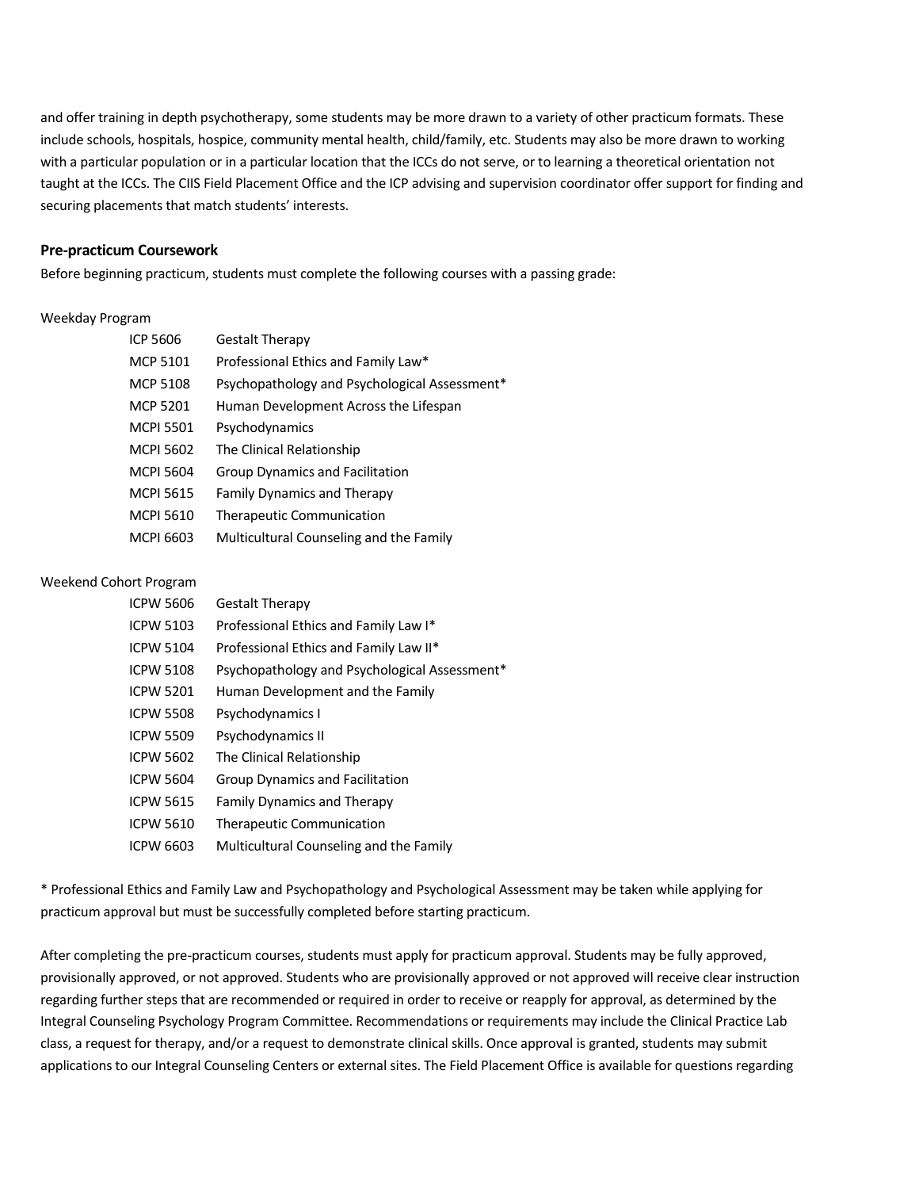and offer training in depth psychotherapy, some students may be more drawn to a variety of other practicum formats. These include schools, hospitals, hospice, community mental health, child/family, etc. Students may also be more drawn to working with a particular population or in a particular location that the ICCs do not serve, or to learning a theoretical orientation not taught at the ICCs. The CIIS Field Placement Office and the ICP advising and supervision coordinator offer support for finding and securing placements that match students' interests.

### Pre-practicum Coursework

Before beginning practicum, students must complete the following courses with a passing grade:

Weekday Program

| | |
|---|---|
| ICP 5606 | Gestalt Therapy |
| MCP 5101 | Professional Ethics and Family Law* |
| MCP 5108 | Psychopathology and Psychological Assessment* |
| MCP 5201 | Human Development Across the Lifespan |
| MCPI 5501 | Psychodynamics |
| MCPI 5602 | The Clinical Relationship |
| MCPI 5604 | Group Dynamics and Facilitation |
| MCPI 5615 | Family Dynamics and Therapy |
| MCPI 5610 | Therapeutic Communication |
| MCPI 6603 | Multicultural Counseling and the Family |

Weekend Cohort Program

| | |
|---|---|
| ICPW 5606 | Gestalt Therapy |
| ICPW 5103 | Professional Ethics and Family Law I* |
| ICPW 5104 | Professional Ethics and Family Law II* |
| ICPW 5108 | Psychopathology and Psychological Assessment* |
| ICPW 5201 | Human Development and the Family |
| ICPW 5508 | Psychodynamics I |
| ICPW 5509 | Psychodynamics II |
| ICPW 5602 | The Clinical Relationship |
| ICPW 5604 | Group Dynamics and Facilitation |
| ICPW 5615 | Family Dynamics and Therapy |
| ICPW 5610 | Therapeutic Communication |
| ICPW 6603 | Multicultural Counseling and the Family |

* Professional Ethics and Family Law and Psychopathology and Psychological Assessment may be taken while applying for practicum approval but must be successfully completed before starting practicum.

After completing the pre-practicum courses, students must apply for practicum approval. Students may be fully approved, provisionally approved, or not approved. Students who are provisionally approved or not approved will receive clear instruction regarding further steps that are recommended or required in order to receive or reapply for approval, as determined by the Integral Counseling Psychology Program Committee. Recommendations or requirements may include the Clinical Practice Lab class, a request for therapy, and/or a request to demonstrate clinical skills. Once approval is granted, students may submit applications to our Integral Counseling Centers or external sites. The Field Placement Office is available for questions regarding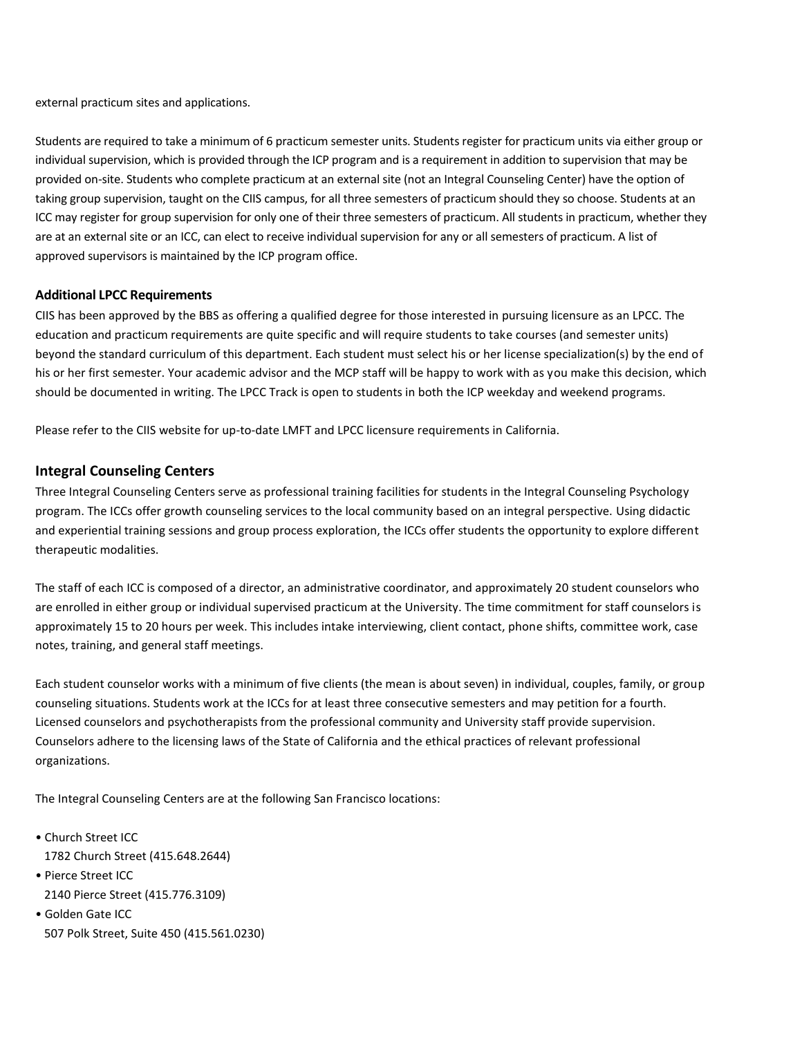external practicum sites and applications.

Students are required to take a minimum of 6 practicum semester units. Students register for practicum units via either group or individual supervision, which is provided through the ICP program and is a requirement in addition to supervision that may be provided on-site. Students who complete practicum at an external site (not an Integral Counseling Center) have the option of taking group supervision, taught on the CIIS campus, for all three semesters of practicum should they so choose. Students at an ICC may register for group supervision for only one of their three semesters of practicum. All students in practicum, whether they are at an external site or an ICC, can elect to receive individual supervision for any or all semesters of practicum. A list of approved supervisors is maintained by the ICP program office.

### Additional LPCC Requirements

CIIS has been approved by the BBS as offering a qualified degree for those interested in pursuing licensure as an LPCC. The education and practicum requirements are quite specific and will require students to take courses (and semester units) beyond the standard curriculum of this department. Each student must select his or her license specialization(s) by the end of his or her first semester. Your academic advisor and the MCP staff will be happy to work with as you make this decision, which should be documented in writing. The LPCC Track is open to students in both the ICP weekday and weekend programs.

Please refer to the CIIS website for up-to-date LMFT and LPCC licensure requirements in California.

## Integral Counseling Centers

Three Integral Counseling Centers serve as professional training facilities for students in the Integral Counseling Psychology program. The ICCs offer growth counseling services to the local community based on an integral perspective. Using didactic and experiential training sessions and group process exploration, the ICCs offer students the opportunity to explore different therapeutic modalities.

The staff of each ICC is composed of a director, an administrative coordinator, and approximately 20 student counselors who are enrolled in either group or individual supervised practicum at the University. The time commitment for staff counselors is approximately 15 to 20 hours per week. This includes intake interviewing, client contact, phone shifts, committee work, case notes, training, and general staff meetings.

Each student counselor works with a minimum of five clients (the mean is about seven) in individual, couples, family, or group counseling situations. Students work at the ICCs for at least three consecutive semesters and may petition for a fourth. Licensed counselors and psychotherapists from the professional community and University staff provide supervision. Counselors adhere to the licensing laws of the State of California and the ethical practices of relevant professional organizations.

The Integral Counseling Centers are at the following San Francisco locations:

- Church Street ICC
  1782 Church Street (415.648.2644)
- Pierce Street ICC
  2140 Pierce Street (415.776.3109)
- Golden Gate ICC
  507 Polk Street, Suite 450 (415.561.0230)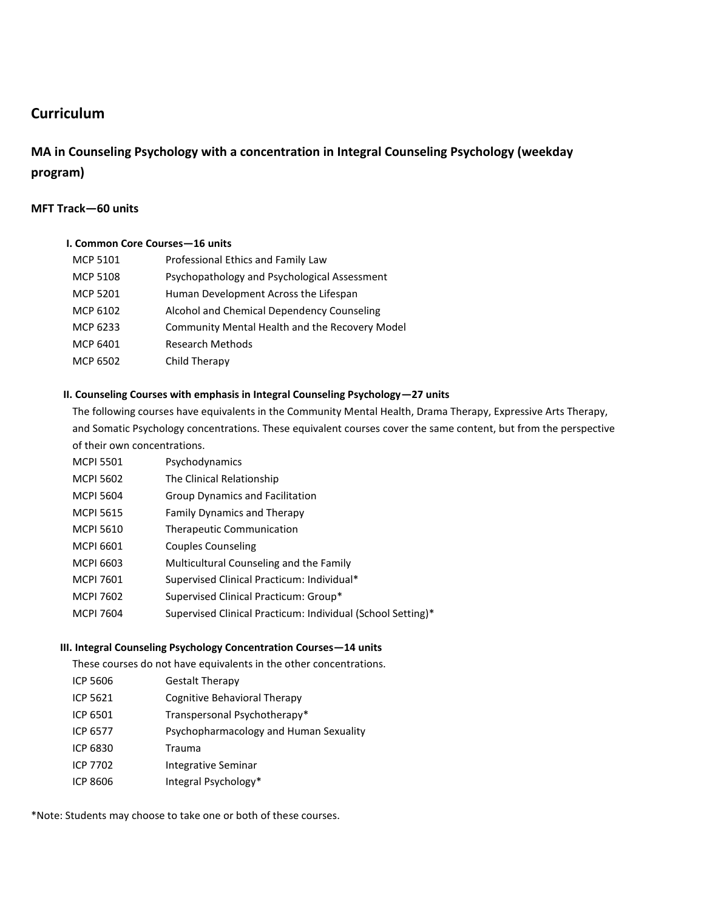## Curriculum

### MA in Counseling Psychology with a concentration in Integral Counseling Psychology (weekday program)

#### MFT Track—60 units

**I. Common Core Courses—16 units**

| | |
|---|---|
| MCP 5101 | Professional Ethics and Family Law |
| MCP 5108 | Psychopathology and Psychological Assessment |
| MCP 5201 | Human Development Across the Lifespan |
| MCP 6102 | Alcohol and Chemical Dependency Counseling |
| MCP 6233 | Community Mental Health and the Recovery Model |
| MCP 6401 | Research Methods |
| MCP 6502 | Child Therapy |

**II. Counseling Courses with emphasis in Integral Counseling Psychology—27 units**

The following courses have equivalents in the Community Mental Health, Drama Therapy, Expressive Arts Therapy, and Somatic Psychology concentrations. These equivalent courses cover the same content, but from the perspective of their own concentrations.

| | |
|---|---|
| MCPI 5501 | Psychodynamics |
| MCPI 5602 | The Clinical Relationship |
| MCPI 5604 | Group Dynamics and Facilitation |
| MCPI 5615 | Family Dynamics and Therapy |
| MCPI 5610 | Therapeutic Communication |
| MCPI 6601 | Couples Counseling |
| MCPI 6603 | Multicultural Counseling and the Family |
| MCPI 7601 | Supervised Clinical Practicum: Individual* |
| MCPI 7602 | Supervised Clinical Practicum: Group* |
| MCPI 7604 | Supervised Clinical Practicum: Individual (School Setting)* |

**III. Integral Counseling Psychology Concentration Courses—14 units**

These courses do not have equivalents in the other concentrations.

| | |
|---|---|
| ICP 5606 | Gestalt Therapy |
| ICP 5621 | Cognitive Behavioral Therapy |
| ICP 6501 | Transpersonal Psychotherapy* |
| ICP 6577 | Psychopharmacology and Human Sexuality |
| ICP 6830 | Trauma |
| ICP 7702 | Integrative Seminar |
| ICP 8606 | Integral Psychology* |

*Note: Students may choose to take one or both of these courses.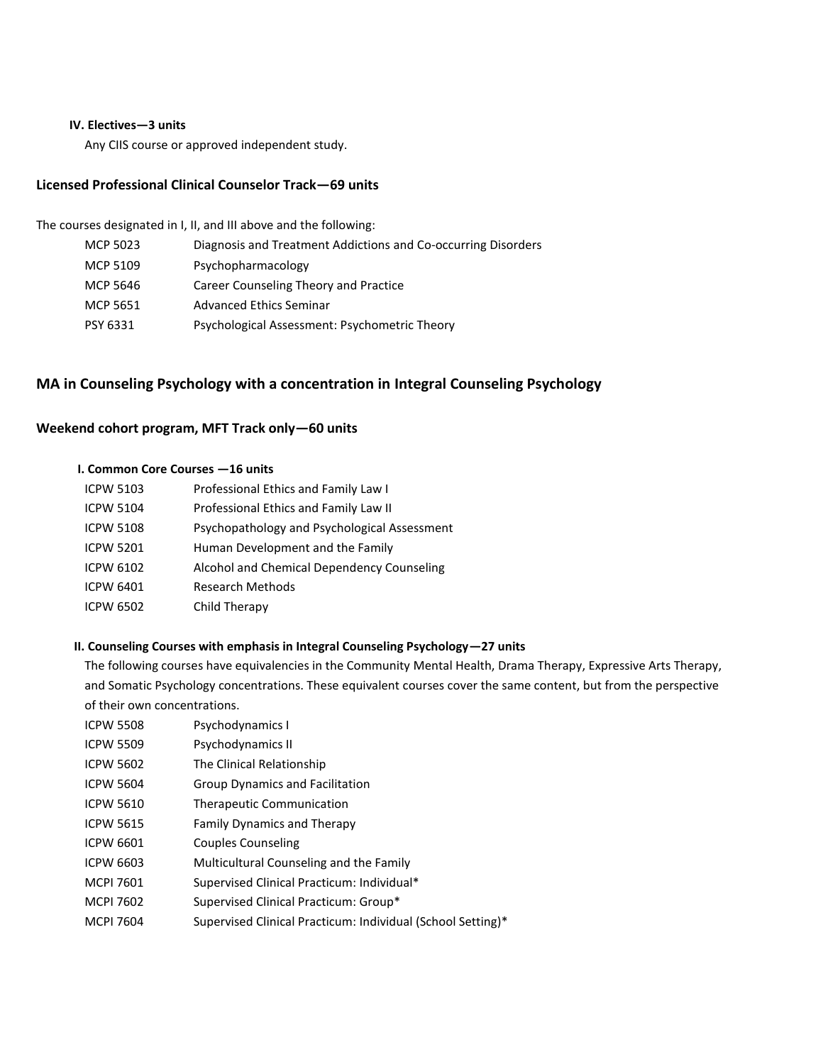#### IV. Electives—3 units

Any CIIS course or approved independent study.

### Licensed Professional Clinical Counselor Track—69 units

The courses designated in I, II, and III above and the following:

| | |
|---|---|
| MCP 5023 | Diagnosis and Treatment Addictions and Co-occurring Disorders |
| MCP 5109 | Psychopharmacology |
| MCP 5646 | Career Counseling Theory and Practice |
| MCP 5651 | Advanced Ethics Seminar |
| PSY 6331 | Psychological Assessment: Psychometric Theory |

## MA in Counseling Psychology with a concentration in Integral Counseling Psychology

### Weekend cohort program, MFT Track only—60 units

#### I. Common Core Courses —16 units

| | |
|---|---|
| ICPW 5103 | Professional Ethics and Family Law I |
| ICPW 5104 | Professional Ethics and Family Law II |
| ICPW 5108 | Psychopathology and Psychological Assessment |
| ICPW 5201 | Human Development and the Family |
| ICPW 6102 | Alcohol and Chemical Dependency Counseling |
| ICPW 6401 | Research Methods |
| ICPW 6502 | Child Therapy |

#### II. Counseling Courses with emphasis in Integral Counseling Psychology—27 units

The following courses have equivalencies in the Community Mental Health, Drama Therapy, Expressive Arts Therapy, and Somatic Psychology concentrations. These equivalent courses cover the same content, but from the perspective of their own concentrations.

| | |
|---|---|
| ICPW 5508 | Psychodynamics I |
| ICPW 5509 | Psychodynamics II |
| ICPW 5602 | The Clinical Relationship |
| ICPW 5604 | Group Dynamics and Facilitation |
| ICPW 5610 | Therapeutic Communication |
| ICPW 5615 | Family Dynamics and Therapy |
| ICPW 6601 | Couples Counseling |
| ICPW 6603 | Multicultural Counseling and the Family |
| MCPI 7601 | Supervised Clinical Practicum: Individual* |
| MCPI 7602 | Supervised Clinical Practicum: Group* |
| MCPI 7604 | Supervised Clinical Practicum: Individual (School Setting)* |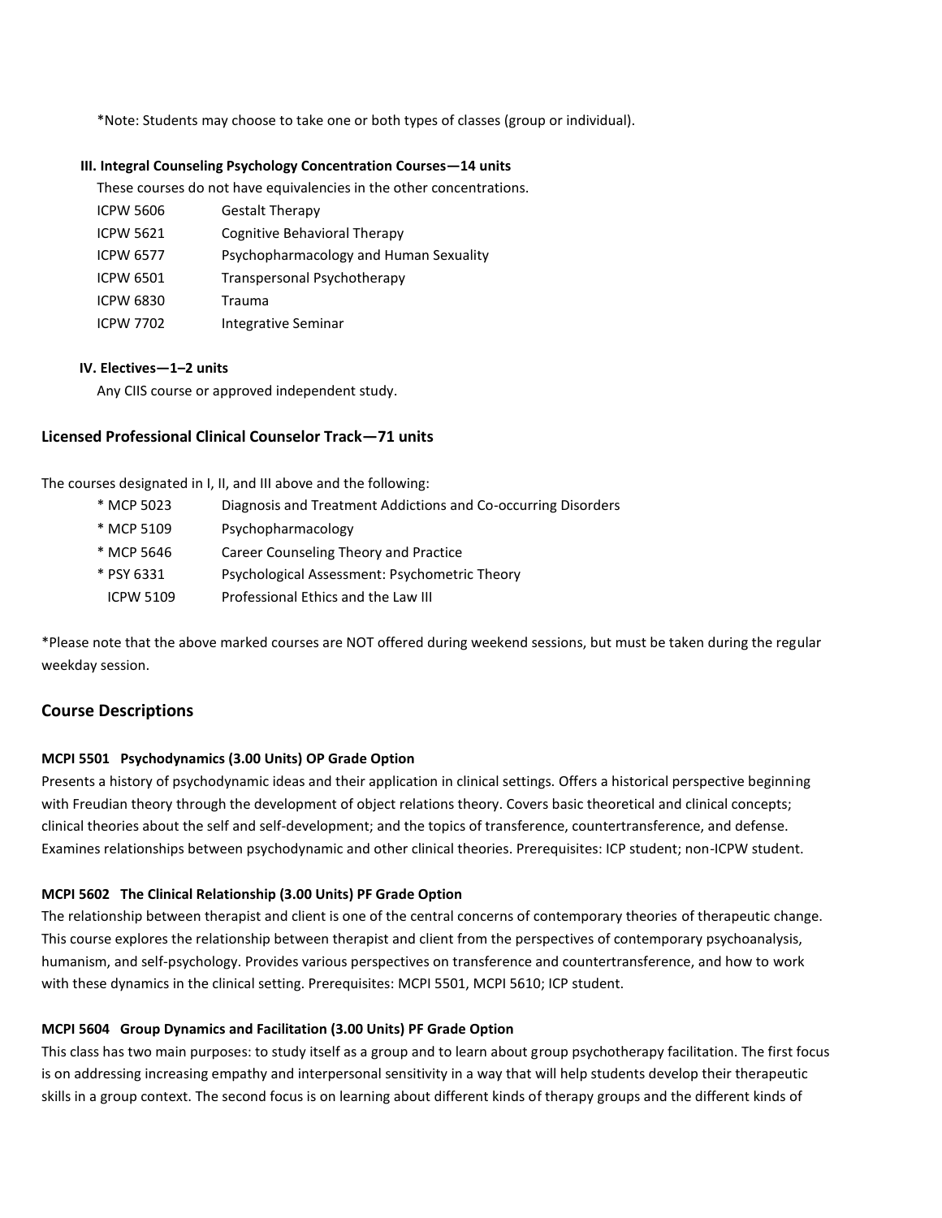*Note: Students may choose to take one or both types of classes (group or individual).

#### III. Integral Counseling Psychology Concentration Courses—14 units

These courses do not have equivalencies in the other concentrations.

| | |
|---|---|
| ICPW 5606 | Gestalt Therapy |
| ICPW 5621 | Cognitive Behavioral Therapy |
| ICPW 6577 | Psychopharmacology and Human Sexuality |
| ICPW 6501 | Transpersonal Psychotherapy |
| ICPW 6830 | Trauma |
| ICPW 7702 | Integrative Seminar |

#### IV. Electives—1–2 units

Any CIIS course or approved independent study.

### Licensed Professional Clinical Counselor Track—71 units

The courses designated in I, II, and III above and the following:

| | |
|---|---|
| * MCP 5023 | Diagnosis and Treatment Addictions and Co-occurring Disorders |
| * MCP 5109 | Psychopharmacology |
| * MCP 5646 | Career Counseling Theory and Practice |
| * PSY 6331 | Psychological Assessment: Psychometric Theory |
| ICPW 5109 | Professional Ethics and the Law III |

*Please note that the above marked courses are NOT offered during weekend sessions, but must be taken during the regular weekday session.

## Course Descriptions

**MCPI 5501 Psychodynamics (3.00 Units) OP Grade Option**

Presents a history of psychodynamic ideas and their application in clinical settings. Offers a historical perspective beginning with Freudian theory through the development of object relations theory. Covers basic theoretical and clinical concepts; clinical theories about the self and self-development; and the topics of transference, countertransference, and defense. Examines relationships between psychodynamic and other clinical theories. Prerequisites: ICP student; non-ICPW student.

**MCPI 5602 The Clinical Relationship (3.00 Units) PF Grade Option**

The relationship between therapist and client is one of the central concerns of contemporary theories of therapeutic change. This course explores the relationship between therapist and client from the perspectives of contemporary psychoanalysis, humanism, and self-psychology. Provides various perspectives on transference and countertransference, and how to work with these dynamics in the clinical setting. Prerequisites: MCPI 5501, MCPI 5610; ICP student.

**MCPI 5604 Group Dynamics and Facilitation (3.00 Units) PF Grade Option**

This class has two main purposes: to study itself as a group and to learn about group psychotherapy facilitation. The first focus is on addressing increasing empathy and interpersonal sensitivity in a way that will help students develop their therapeutic skills in a group context. The second focus is on learning about different kinds of therapy groups and the different kinds of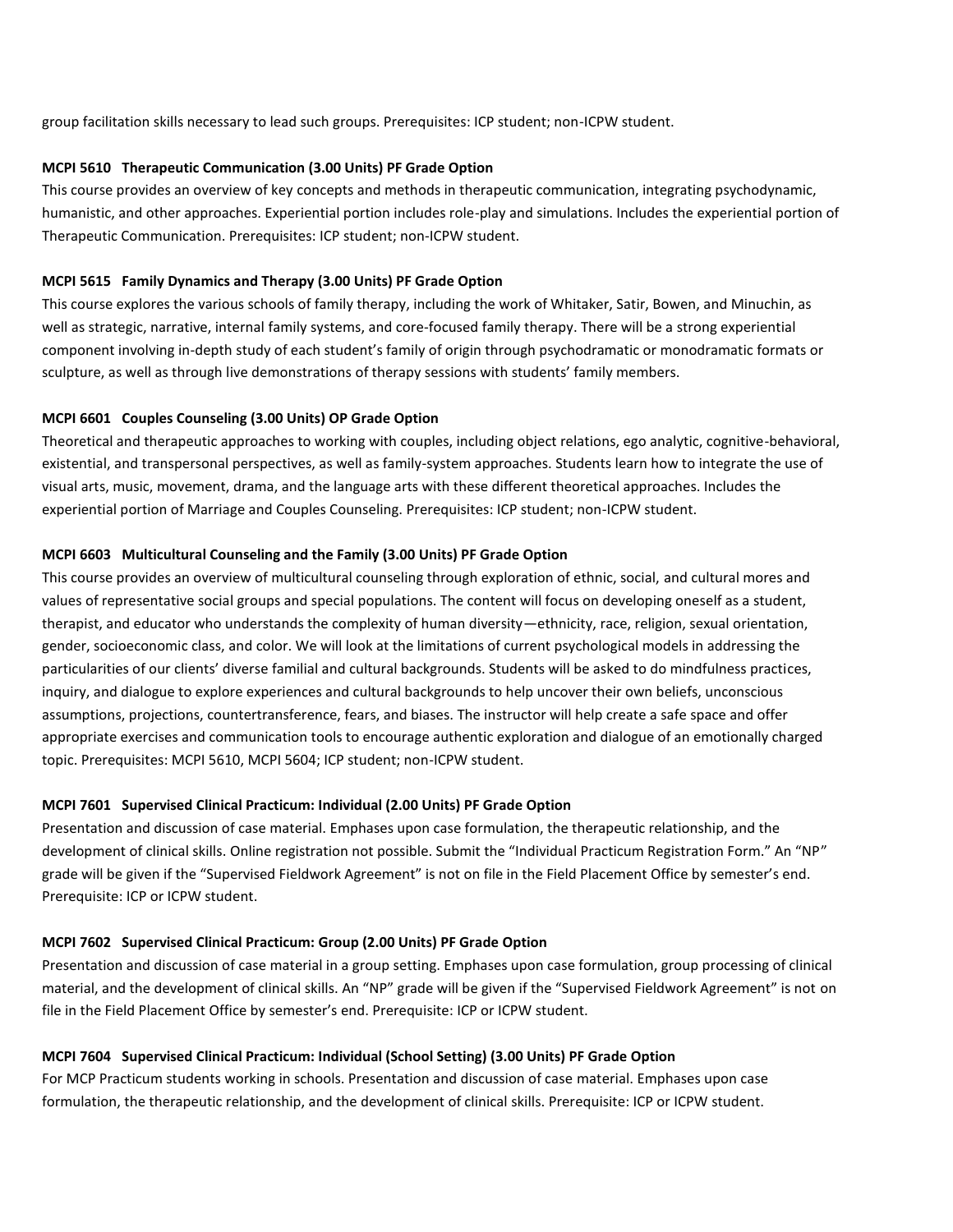group facilitation skills necessary to lead such groups. Prerequisites: ICP student; non-ICPW student.

**MCPI 5610 Therapeutic Communication (3.00 Units) PF Grade Option**

This course provides an overview of key concepts and methods in therapeutic communication, integrating psychodynamic, humanistic, and other approaches. Experiential portion includes role-play and simulations. Includes the experiential portion of Therapeutic Communication. Prerequisites: ICP student; non-ICPW student.

**MCPI 5615 Family Dynamics and Therapy (3.00 Units) PF Grade Option**

This course explores the various schools of family therapy, including the work of Whitaker, Satir, Bowen, and Minuchin, as well as strategic, narrative, internal family systems, and core-focused family therapy. There will be a strong experiential component involving in-depth study of each student's family of origin through psychodramatic or monodramatic formats or sculpture, as well as through live demonstrations of therapy sessions with students' family members.

**MCPI 6601 Couples Counseling (3.00 Units) OP Grade Option**

Theoretical and therapeutic approaches to working with couples, including object relations, ego analytic, cognitive-behavioral, existential, and transpersonal perspectives, as well as family-system approaches. Students learn how to integrate the use of visual arts, music, movement, drama, and the language arts with these different theoretical approaches. Includes the experiential portion of Marriage and Couples Counseling. Prerequisites: ICP student; non-ICPW student.

**MCPI 6603 Multicultural Counseling and the Family (3.00 Units) PF Grade Option**

This course provides an overview of multicultural counseling through exploration of ethnic, social, and cultural mores and values of representative social groups and special populations. The content will focus on developing oneself as a student, therapist, and educator who understands the complexity of human diversity—ethnicity, race, religion, sexual orientation, gender, socioeconomic class, and color. We will look at the limitations of current psychological models in addressing the particularities of our clients' diverse familial and cultural backgrounds. Students will be asked to do mindfulness practices, inquiry, and dialogue to explore experiences and cultural backgrounds to help uncover their own beliefs, unconscious assumptions, projections, countertransference, fears, and biases. The instructor will help create a safe space and offer appropriate exercises and communication tools to encourage authentic exploration and dialogue of an emotionally charged topic. Prerequisites: MCPI 5610, MCPI 5604; ICP student; non-ICPW student.

**MCPI 7601 Supervised Clinical Practicum: Individual (2.00 Units) PF Grade Option**

Presentation and discussion of case material. Emphases upon case formulation, the therapeutic relationship, and the development of clinical skills. Online registration not possible. Submit the "Individual Practicum Registration Form." An "NP" grade will be given if the "Supervised Fieldwork Agreement" is not on file in the Field Placement Office by semester's end. Prerequisite: ICP or ICPW student.

**MCPI 7602 Supervised Clinical Practicum: Group (2.00 Units) PF Grade Option**

Presentation and discussion of case material in a group setting. Emphases upon case formulation, group processing of clinical material, and the development of clinical skills. An "NP" grade will be given if the "Supervised Fieldwork Agreement" is not on file in the Field Placement Office by semester's end. Prerequisite: ICP or ICPW student.

**MCPI 7604 Supervised Clinical Practicum: Individual (School Setting) (3.00 Units) PF Grade Option**

For MCP Practicum students working in schools. Presentation and discussion of case material. Emphases upon case formulation, the therapeutic relationship, and the development of clinical skills. Prerequisite: ICP or ICPW student.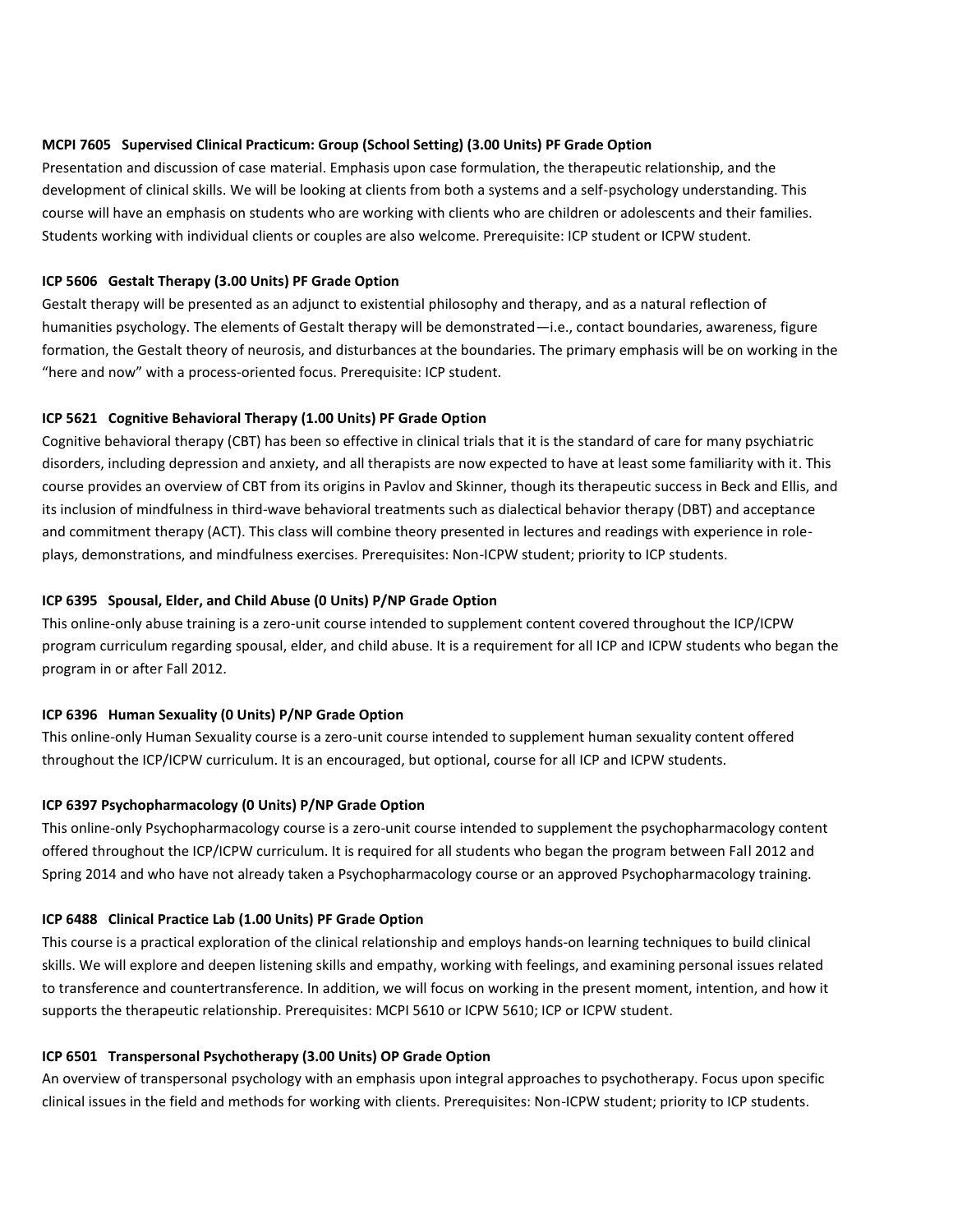**MCPI 7605 Supervised Clinical Practicum: Group (School Setting) (3.00 Units) PF Grade Option**
Presentation and discussion of case material. Emphasis upon case formulation, the therapeutic relationship, and the development of clinical skills. We will be looking at clients from both a systems and a self-psychology understanding. This course will have an emphasis on students who are working with clients who are children or adolescents and their families. Students working with individual clients or couples are also welcome. Prerequisite: ICP student or ICPW student.

**ICP 5606 Gestalt Therapy (3.00 Units) PF Grade Option**
Gestalt therapy will be presented as an adjunct to existential philosophy and therapy, and as a natural reflection of humanities psychology. The elements of Gestalt therapy will be demonstrated—i.e., contact boundaries, awareness, figure formation, the Gestalt theory of neurosis, and disturbances at the boundaries. The primary emphasis will be on working in the "here and now" with a process-oriented focus. Prerequisite: ICP student.

**ICP 5621 Cognitive Behavioral Therapy (1.00 Units) PF Grade Option**
Cognitive behavioral therapy (CBT) has been so effective in clinical trials that it is the standard of care for many psychiatric disorders, including depression and anxiety, and all therapists are now expected to have at least some familiarity with it. This course provides an overview of CBT from its origins in Pavlov and Skinner, though its therapeutic success in Beck and Ellis, and its inclusion of mindfulness in third-wave behavioral treatments such as dialectical behavior therapy (DBT) and acceptance and commitment therapy (ACT). This class will combine theory presented in lectures and readings with experience in role-plays, demonstrations, and mindfulness exercises. Prerequisites: Non-ICPW student; priority to ICP students.

**ICP 6395 Spousal, Elder, and Child Abuse (0 Units) P/NP Grade Option**
This online-only abuse training is a zero-unit course intended to supplement content covered throughout the ICP/ICPW program curriculum regarding spousal, elder, and child abuse. It is a requirement for all ICP and ICPW students who began the program in or after Fall 2012.

**ICP 6396 Human Sexuality (0 Units) P/NP Grade Option**
This online-only Human Sexuality course is a zero-unit course intended to supplement human sexuality content offered throughout the ICP/ICPW curriculum. It is an encouraged, but optional, course for all ICP and ICPW students.

**ICP 6397 Psychopharmacology (0 Units) P/NP Grade Option**
This online-only Psychopharmacology course is a zero-unit course intended to supplement the psychopharmacology content offered throughout the ICP/ICPW curriculum. It is required for all students who began the program between Fall 2012 and Spring 2014 and who have not already taken a Psychopharmacology course or an approved Psychopharmacology training.

**ICP 6488 Clinical Practice Lab (1.00 Units) PF Grade Option**
This course is a practical exploration of the clinical relationship and employs hands-on learning techniques to build clinical skills. We will explore and deepen listening skills and empathy, working with feelings, and examining personal issues related to transference and countertransference. In addition, we will focus on working in the present moment, intention, and how it supports the therapeutic relationship. Prerequisites: MCPI 5610 or ICPW 5610; ICP or ICPW student.

**ICP 6501 Transpersonal Psychotherapy (3.00 Units) OP Grade Option**
An overview of transpersonal psychology with an emphasis upon integral approaches to psychotherapy. Focus upon specific clinical issues in the field and methods for working with clients. Prerequisites: Non-ICPW student; priority to ICP students.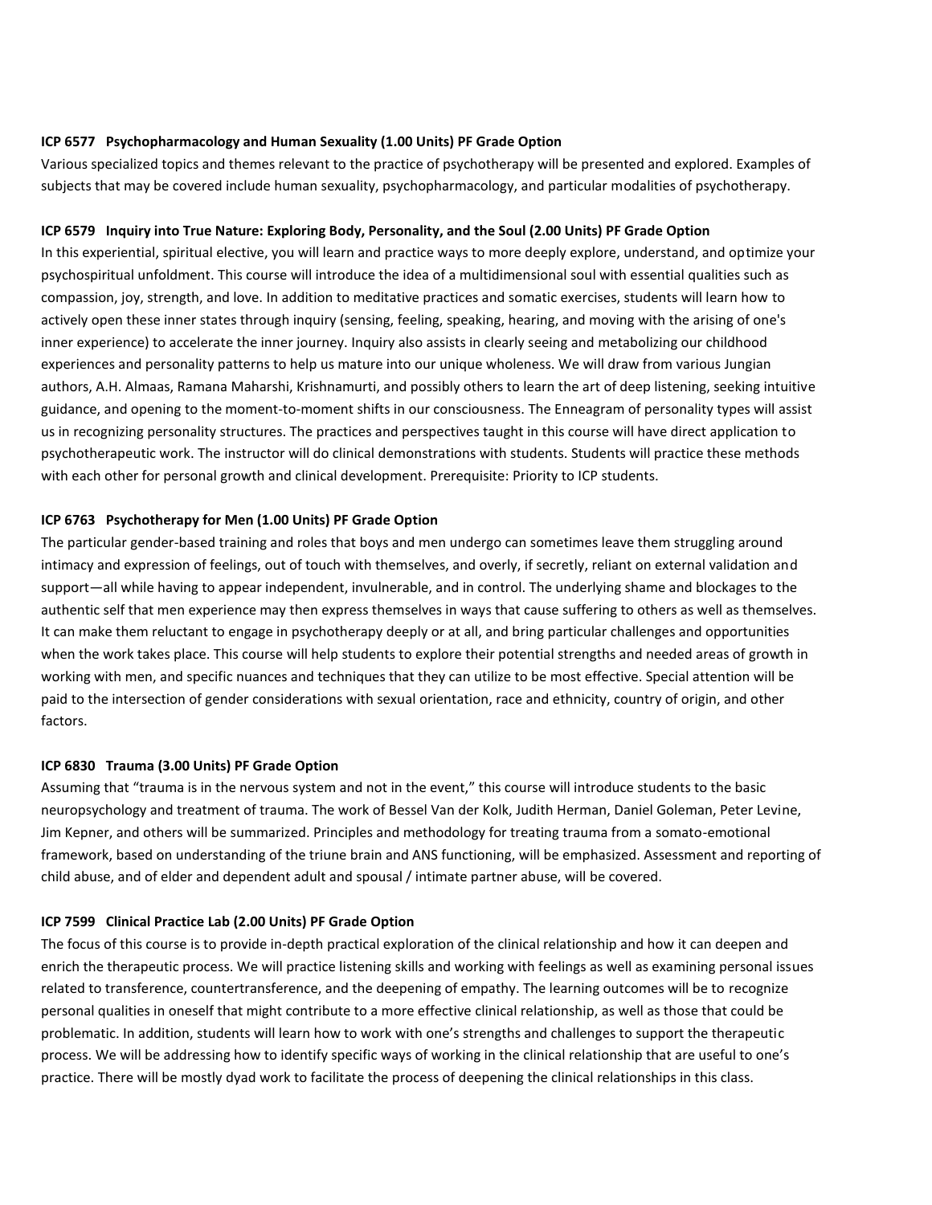**ICP 6577 Psychopharmacology and Human Sexuality (1.00 Units) PF Grade Option**

Various specialized topics and themes relevant to the practice of psychotherapy will be presented and explored. Examples of subjects that may be covered include human sexuality, psychopharmacology, and particular modalities of psychotherapy.

**ICP 6579 Inquiry into True Nature: Exploring Body, Personality, and the Soul (2.00 Units) PF Grade Option**

In this experiential, spiritual elective, you will learn and practice ways to more deeply explore, understand, and optimize your psychospiritual unfoldment. This course will introduce the idea of a multidimensional soul with essential qualities such as compassion, joy, strength, and love. In addition to meditative practices and somatic exercises, students will learn how to actively open these inner states through inquiry (sensing, feeling, speaking, hearing, and moving with the arising of one's inner experience) to accelerate the inner journey. Inquiry also assists in clearly seeing and metabolizing our childhood experiences and personality patterns to help us mature into our unique wholeness. We will draw from various Jungian authors, A.H. Almaas, Ramana Maharshi, Krishnamurti, and possibly others to learn the art of deep listening, seeking intuitive guidance, and opening to the moment-to-moment shifts in our consciousness. The Enneagram of personality types will assist us in recognizing personality structures. The practices and perspectives taught in this course will have direct application to psychotherapeutic work. The instructor will do clinical demonstrations with students. Students will practice these methods with each other for personal growth and clinical development. Prerequisite: Priority to ICP students.

**ICP 6763 Psychotherapy for Men (1.00 Units) PF Grade Option**

The particular gender-based training and roles that boys and men undergo can sometimes leave them struggling around intimacy and expression of feelings, out of touch with themselves, and overly, if secretly, reliant on external validation and support—all while having to appear independent, invulnerable, and in control. The underlying shame and blockages to the authentic self that men experience may then express themselves in ways that cause suffering to others as well as themselves. It can make them reluctant to engage in psychotherapy deeply or at all, and bring particular challenges and opportunities when the work takes place. This course will help students to explore their potential strengths and needed areas of growth in working with men, and specific nuances and techniques that they can utilize to be most effective. Special attention will be paid to the intersection of gender considerations with sexual orientation, race and ethnicity, country of origin, and other factors.

**ICP 6830 Trauma (3.00 Units) PF Grade Option**

Assuming that "trauma is in the nervous system and not in the event," this course will introduce students to the basic neuropsychology and treatment of trauma. The work of Bessel Van der Kolk, Judith Herman, Daniel Goleman, Peter Levine, Jim Kepner, and others will be summarized. Principles and methodology for treating trauma from a somato-emotional framework, based on understanding of the triune brain and ANS functioning, will be emphasized. Assessment and reporting of child abuse, and of elder and dependent adult and spousal / intimate partner abuse, will be covered.

**ICP 7599 Clinical Practice Lab (2.00 Units) PF Grade Option**

The focus of this course is to provide in-depth practical exploration of the clinical relationship and how it can deepen and enrich the therapeutic process. We will practice listening skills and working with feelings as well as examining personal issues related to transference, countertransference, and the deepening of empathy. The learning outcomes will be to recognize personal qualities in oneself that might contribute to a more effective clinical relationship, as well as those that could be problematic. In addition, students will learn how to work with one's strengths and challenges to support the therapeutic process. We will be addressing how to identify specific ways of working in the clinical relationship that are useful to one's practice. There will be mostly dyad work to facilitate the process of deepening the clinical relationships in this class.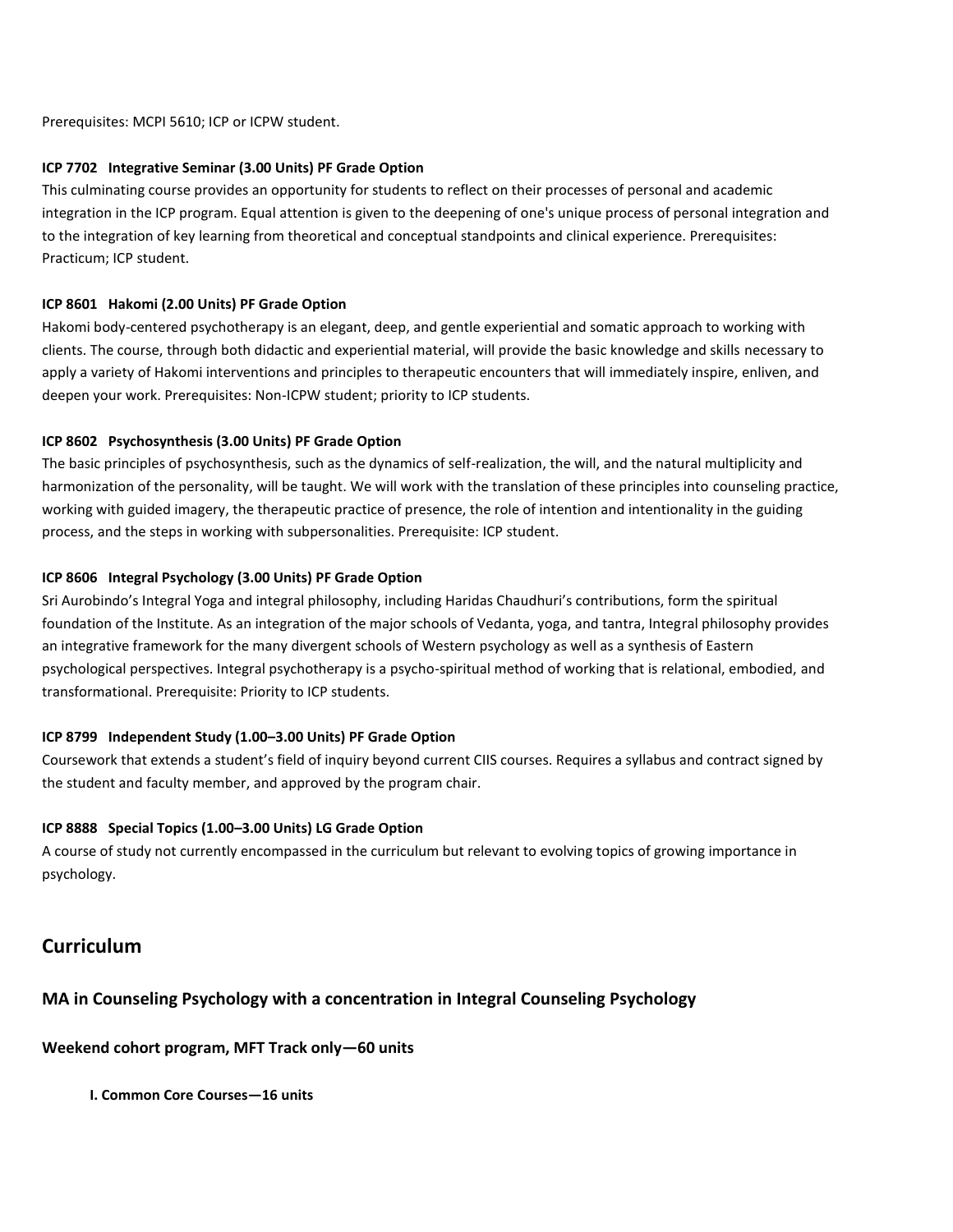Prerequisites: MCPI 5610; ICP or ICPW student.

**ICP 7702 Integrative Seminar (3.00 Units) PF Grade Option**

This culminating course provides an opportunity for students to reflect on their processes of personal and academic integration in the ICP program. Equal attention is given to the deepening of one's unique process of personal integration and to the integration of key learning from theoretical and conceptual standpoints and clinical experience. Prerequisites: Practicum; ICP student.

**ICP 8601 Hakomi (2.00 Units) PF Grade Option**

Hakomi body-centered psychotherapy is an elegant, deep, and gentle experiential and somatic approach to working with clients. The course, through both didactic and experiential material, will provide the basic knowledge and skills necessary to apply a variety of Hakomi interventions and principles to therapeutic encounters that will immediately inspire, enliven, and deepen your work. Prerequisites: Non-ICPW student; priority to ICP students.

**ICP 8602 Psychosynthesis (3.00 Units) PF Grade Option**

The basic principles of psychosynthesis, such as the dynamics of self-realization, the will, and the natural multiplicity and harmonization of the personality, will be taught. We will work with the translation of these principles into counseling practice, working with guided imagery, the therapeutic practice of presence, the role of intention and intentionality in the guiding process, and the steps in working with subpersonalities. Prerequisite: ICP student.

**ICP 8606 Integral Psychology (3.00 Units) PF Grade Option**

Sri Aurobindo's Integral Yoga and integral philosophy, including Haridas Chaudhuri's contributions, form the spiritual foundation of the Institute. As an integration of the major schools of Vedanta, yoga, and tantra, Integral philosophy provides an integrative framework for the many divergent schools of Western psychology as well as a synthesis of Eastern psychological perspectives. Integral psychotherapy is a psycho-spiritual method of working that is relational, embodied, and transformational. Prerequisite: Priority to ICP students.

**ICP 8799 Independent Study (1.00–3.00 Units) PF Grade Option**

Coursework that extends a student's field of inquiry beyond current CIIS courses. Requires a syllabus and contract signed by the student and faculty member, and approved by the program chair.

**ICP 8888 Special Topics (1.00–3.00 Units) LG Grade Option**

A course of study not currently encompassed in the curriculum but relevant to evolving topics of growing importance in psychology.

## Curriculum

### MA in Counseling Psychology with a concentration in Integral Counseling Psychology

#### Weekend cohort program, MFT Track only—60 units

**I. Common Core Courses—16 units**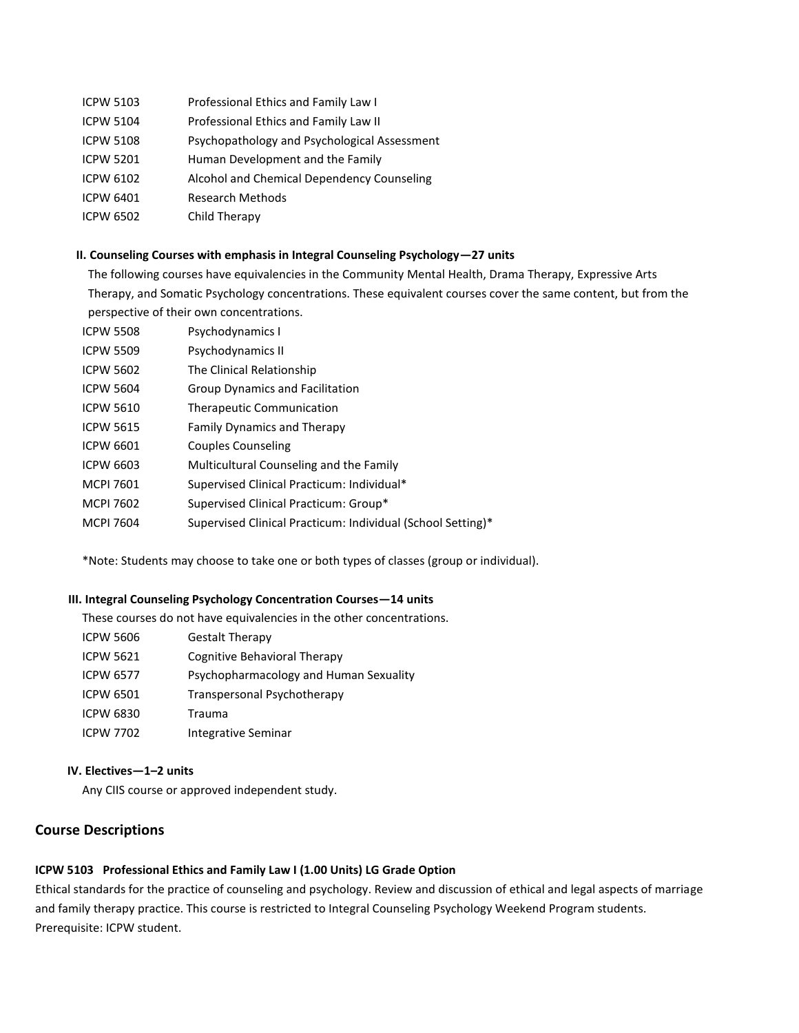ICPW 5103 Professional Ethics and Family Law I
ICPW 5104 Professional Ethics and Family Law II
ICPW 5108 Psychopathology and Psychological Assessment
ICPW 5201 Human Development and the Family
ICPW 6102 Alcohol and Chemical Dependency Counseling
ICPW 6401 Research Methods
ICPW 6502 Child Therapy

**II. Counseling Courses with emphasis in Integral Counseling Psychology—27 units**

The following courses have equivalencies in the Community Mental Health, Drama Therapy, Expressive Arts Therapy, and Somatic Psychology concentrations. These equivalent courses cover the same content, but from the perspective of their own concentrations.

ICPW 5508 Psychodynamics I
ICPW 5509 Psychodynamics II
ICPW 5602 The Clinical Relationship
ICPW 5604 Group Dynamics and Facilitation
ICPW 5610 Therapeutic Communication
ICPW 5615 Family Dynamics and Therapy
ICPW 6601 Couples Counseling
ICPW 6603 Multicultural Counseling and the Family
MCPI 7601 Supervised Clinical Practicum: Individual*
MCPI 7602 Supervised Clinical Practicum: Group*
MCPI 7604 Supervised Clinical Practicum: Individual (School Setting)*

*Note: Students may choose to take one or both types of classes (group or individual).

**III. Integral Counseling Psychology Concentration Courses—14 units**

These courses do not have equivalencies in the other concentrations.

ICPW 5606 Gestalt Therapy
ICPW 5621 Cognitive Behavioral Therapy
ICPW 6577 Psychopharmacology and Human Sexuality
ICPW 6501 Transpersonal Psychotherapy
ICPW 6830 Trauma
ICPW 7702 Integrative Seminar

**IV. Electives—1–2 units**

Any CIIS course or approved independent study.

## Course Descriptions

**ICPW 5103 Professional Ethics and Family Law I (1.00 Units) LG Grade Option**

Ethical standards for the practice of counseling and psychology. Review and discussion of ethical and legal aspects of marriage and family therapy practice. This course is restricted to Integral Counseling Psychology Weekend Program students. Prerequisite: ICPW student.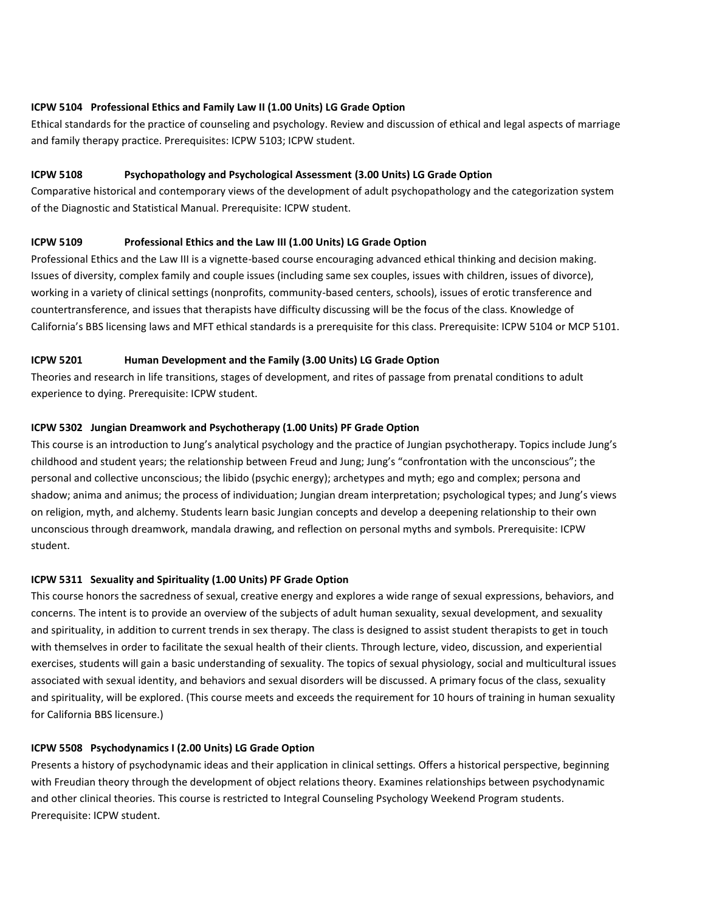**ICPW 5104 Professional Ethics and Family Law II (1.00 Units) LG Grade Option**

Ethical standards for the practice of counseling and psychology. Review and discussion of ethical and legal aspects of marriage and family therapy practice. Prerequisites: ICPW 5103; ICPW student.

**ICPW 5108 Psychopathology and Psychological Assessment (3.00 Units) LG Grade Option**

Comparative historical and contemporary views of the development of adult psychopathology and the categorization system of the Diagnostic and Statistical Manual. Prerequisite: ICPW student.

**ICPW 5109 Professional Ethics and the Law III (1.00 Units) LG Grade Option**

Professional Ethics and the Law III is a vignette-based course encouraging advanced ethical thinking and decision making. Issues of diversity, complex family and couple issues (including same sex couples, issues with children, issues of divorce), working in a variety of clinical settings (nonprofits, community-based centers, schools), issues of erotic transference and countertransference, and issues that therapists have difficulty discussing will be the focus of the class. Knowledge of California's BBS licensing laws and MFT ethical standards is a prerequisite for this class. Prerequisite: ICPW 5104 or MCP 5101.

**ICPW 5201 Human Development and the Family (3.00 Units) LG Grade Option**

Theories and research in life transitions, stages of development, and rites of passage from prenatal conditions to adult experience to dying. Prerequisite: ICPW student.

**ICPW 5302 Jungian Dreamwork and Psychotherapy (1.00 Units) PF Grade Option**

This course is an introduction to Jung's analytical psychology and the practice of Jungian psychotherapy. Topics include Jung's childhood and student years; the relationship between Freud and Jung; Jung's "confrontation with the unconscious"; the personal and collective unconscious; the libido (psychic energy); archetypes and myth; ego and complex; persona and shadow; anima and animus; the process of individuation; Jungian dream interpretation; psychological types; and Jung's views on religion, myth, and alchemy. Students learn basic Jungian concepts and develop a deepening relationship to their own unconscious through dreamwork, mandala drawing, and reflection on personal myths and symbols. Prerequisite: ICPW student.

**ICPW 5311 Sexuality and Spirituality (1.00 Units) PF Grade Option**

This course honors the sacredness of sexual, creative energy and explores a wide range of sexual expressions, behaviors, and concerns. The intent is to provide an overview of the subjects of adult human sexuality, sexual development, and sexuality and spirituality, in addition to current trends in sex therapy. The class is designed to assist student therapists to get in touch with themselves in order to facilitate the sexual health of their clients. Through lecture, video, discussion, and experiential exercises, students will gain a basic understanding of sexuality. The topics of sexual physiology, social and multicultural issues associated with sexual identity, and behaviors and sexual disorders will be discussed. A primary focus of the class, sexuality and spirituality, will be explored. (This course meets and exceeds the requirement for 10 hours of training in human sexuality for California BBS licensure.)

**ICPW 5508 Psychodynamics I (2.00 Units) LG Grade Option**

Presents a history of psychodynamic ideas and their application in clinical settings. Offers a historical perspective, beginning with Freudian theory through the development of object relations theory. Examines relationships between psychodynamic and other clinical theories. This course is restricted to Integral Counseling Psychology Weekend Program students. Prerequisite: ICPW student.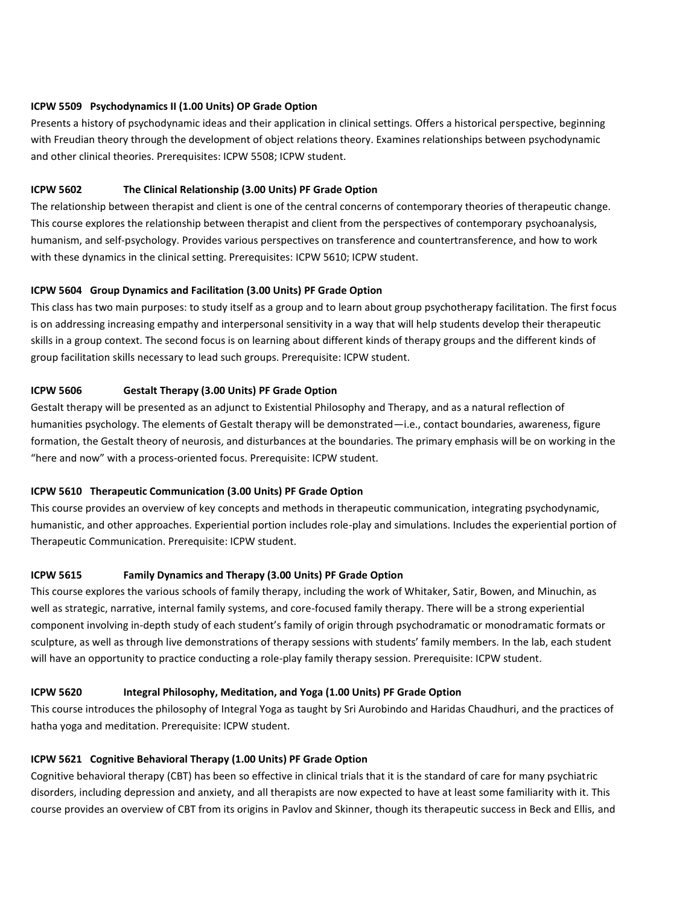**ICPW 5509 Psychodynamics II (1.00 Units) OP Grade Option**

Presents a history of psychodynamic ideas and their application in clinical settings. Offers a historical perspective, beginning with Freudian theory through the development of object relations theory. Examines relationships between psychodynamic and other clinical theories. Prerequisites: ICPW 5508; ICPW student.

**ICPW 5602 The Clinical Relationship (3.00 Units) PF Grade Option**

The relationship between therapist and client is one of the central concerns of contemporary theories of therapeutic change. This course explores the relationship between therapist and client from the perspectives of contemporary psychoanalysis, humanism, and self-psychology. Provides various perspectives on transference and countertransference, and how to work with these dynamics in the clinical setting. Prerequisites: ICPW 5610; ICPW student.

**ICPW 5604 Group Dynamics and Facilitation (3.00 Units) PF Grade Option**

This class has two main purposes: to study itself as a group and to learn about group psychotherapy facilitation. The first focus is on addressing increasing empathy and interpersonal sensitivity in a way that will help students develop their therapeutic skills in a group context. The second focus is on learning about different kinds of therapy groups and the different kinds of group facilitation skills necessary to lead such groups. Prerequisite: ICPW student.

**ICPW 5606 Gestalt Therapy (3.00 Units) PF Grade Option**

Gestalt therapy will be presented as an adjunct to Existential Philosophy and Therapy, and as a natural reflection of humanities psychology. The elements of Gestalt therapy will be demonstrated—i.e., contact boundaries, awareness, figure formation, the Gestalt theory of neurosis, and disturbances at the boundaries. The primary emphasis will be on working in the "here and now" with a process-oriented focus. Prerequisite: ICPW student.

**ICPW 5610 Therapeutic Communication (3.00 Units) PF Grade Option**

This course provides an overview of key concepts and methods in therapeutic communication, integrating psychodynamic, humanistic, and other approaches. Experiential portion includes role-play and simulations. Includes the experiential portion of Therapeutic Communication. Prerequisite: ICPW student.

**ICPW 5615 Family Dynamics and Therapy (3.00 Units) PF Grade Option**

This course explores the various schools of family therapy, including the work of Whitaker, Satir, Bowen, and Minuchin, as well as strategic, narrative, internal family systems, and core-focused family therapy. There will be a strong experiential component involving in-depth study of each student's family of origin through psychodramatic or monodramatic formats or sculpture, as well as through live demonstrations of therapy sessions with students' family members. In the lab, each student will have an opportunity to practice conducting a role-play family therapy session. Prerequisite: ICPW student.

**ICPW 5620 Integral Philosophy, Meditation, and Yoga (1.00 Units) PF Grade Option**

This course introduces the philosophy of Integral Yoga as taught by Sri Aurobindo and Haridas Chaudhuri, and the practices of hatha yoga and meditation. Prerequisite: ICPW student.

**ICPW 5621 Cognitive Behavioral Therapy (1.00 Units) PF Grade Option**

Cognitive behavioral therapy (CBT) has been so effective in clinical trials that it is the standard of care for many psychiatric disorders, including depression and anxiety, and all therapists are now expected to have at least some familiarity with it. This course provides an overview of CBT from its origins in Pavlov and Skinner, though its therapeutic success in Beck and Ellis, and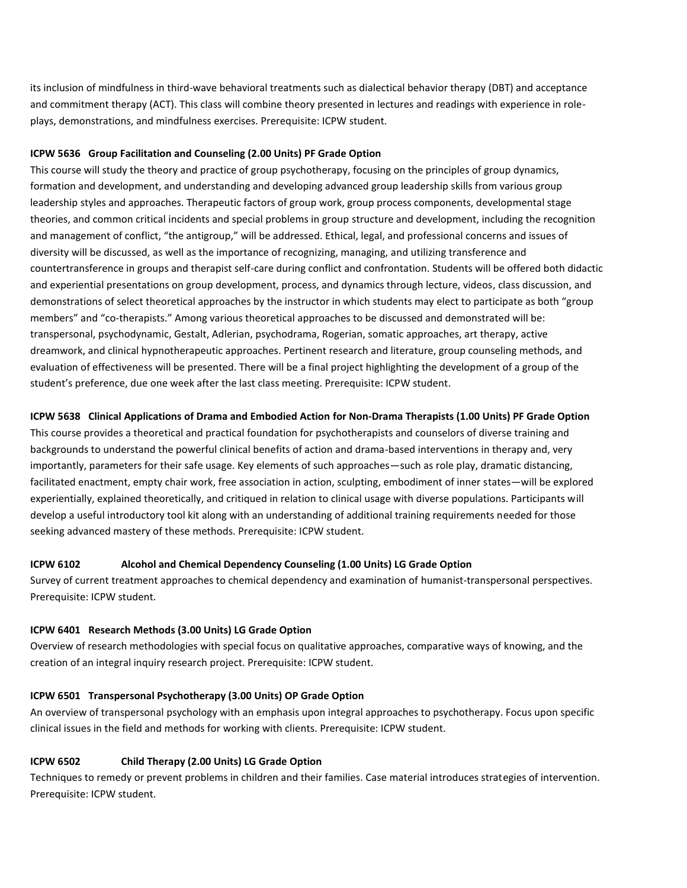its inclusion of mindfulness in third-wave behavioral treatments such as dialectical behavior therapy (DBT) and acceptance and commitment therapy (ACT). This class will combine theory presented in lectures and readings with experience in role-plays, demonstrations, and mindfulness exercises. Prerequisite: ICPW student.

**ICPW 5636 Group Facilitation and Counseling (2.00 Units) PF Grade Option**

This course will study the theory and practice of group psychotherapy, focusing on the principles of group dynamics, formation and development, and understanding and developing advanced group leadership skills from various group leadership styles and approaches. Therapeutic factors of group work, group process components, developmental stage theories, and common critical incidents and special problems in group structure and development, including the recognition and management of conflict, "the antigroup," will be addressed. Ethical, legal, and professional concerns and issues of diversity will be discussed, as well as the importance of recognizing, managing, and utilizing transference and countertransference in groups and therapist self-care during conflict and confrontation. Students will be offered both didactic and experiential presentations on group development, process, and dynamics through lecture, videos, class discussion, and demonstrations of select theoretical approaches by the instructor in which students may elect to participate as both "group members" and "co-therapists." Among various theoretical approaches to be discussed and demonstrated will be: transpersonal, psychodynamic, Gestalt, Adlerian, psychodrama, Rogerian, somatic approaches, art therapy, active dreamwork, and clinical hypnotherapeutic approaches. Pertinent research and literature, group counseling methods, and evaluation of effectiveness will be presented. There will be a final project highlighting the development of a group of the student's preference, due one week after the last class meeting. Prerequisite: ICPW student.

**ICPW 5638 Clinical Applications of Drama and Embodied Action for Non-Drama Therapists (1.00 Units) PF Grade Option**

This course provides a theoretical and practical foundation for psychotherapists and counselors of diverse training and backgrounds to understand the powerful clinical benefits of action and drama-based interventions in therapy and, very importantly, parameters for their safe usage. Key elements of such approaches—such as role play, dramatic distancing, facilitated enactment, empty chair work, free association in action, sculpting, embodiment of inner states—will be explored experientially, explained theoretically, and critiqued in relation to clinical usage with diverse populations. Participants will develop a useful introductory tool kit along with an understanding of additional training requirements needed for those seeking advanced mastery of these methods. Prerequisite: ICPW student.

**ICPW 6102 Alcohol and Chemical Dependency Counseling (1.00 Units) LG Grade Option**

Survey of current treatment approaches to chemical dependency and examination of humanist-transpersonal perspectives. Prerequisite: ICPW student.

**ICPW 6401 Research Methods (3.00 Units) LG Grade Option**

Overview of research methodologies with special focus on qualitative approaches, comparative ways of knowing, and the creation of an integral inquiry research project. Prerequisite: ICPW student.

**ICPW 6501 Transpersonal Psychotherapy (3.00 Units) OP Grade Option**

An overview of transpersonal psychology with an emphasis upon integral approaches to psychotherapy. Focus upon specific clinical issues in the field and methods for working with clients. Prerequisite: ICPW student.

**ICPW 6502 Child Therapy (2.00 Units) LG Grade Option**

Techniques to remedy or prevent problems in children and their families. Case material introduces strategies of intervention. Prerequisite: ICPW student.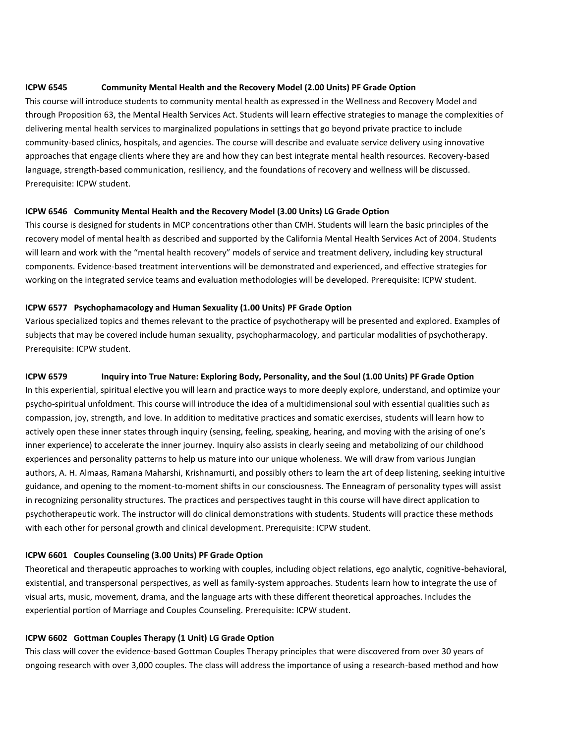**ICPW 6545 Community Mental Health and the Recovery Model (2.00 Units) PF Grade Option**

This course will introduce students to community mental health as expressed in the Wellness and Recovery Model and through Proposition 63, the Mental Health Services Act. Students will learn effective strategies to manage the complexities of delivering mental health services to marginalized populations in settings that go beyond private practice to include community-based clinics, hospitals, and agencies. The course will describe and evaluate service delivery using innovative approaches that engage clients where they are and how they can best integrate mental health resources. Recovery-based language, strength-based communication, resiliency, and the foundations of recovery and wellness will be discussed. Prerequisite: ICPW student.

**ICPW 6546 Community Mental Health and the Recovery Model (3.00 Units) LG Grade Option**

This course is designed for students in MCP concentrations other than CMH. Students will learn the basic principles of the recovery model of mental health as described and supported by the California Mental Health Services Act of 2004. Students will learn and work with the "mental health recovery" models of service and treatment delivery, including key structural components. Evidence-based treatment interventions will be demonstrated and experienced, and effective strategies for working on the integrated service teams and evaluation methodologies will be developed. Prerequisite: ICPW student.

**ICPW 6577 Psychophamacology and Human Sexuality (1.00 Units) PF Grade Option**

Various specialized topics and themes relevant to the practice of psychotherapy will be presented and explored. Examples of subjects that may be covered include human sexuality, psychopharmacology, and particular modalities of psychotherapy. Prerequisite: ICPW student.

**ICPW 6579 Inquiry into True Nature: Exploring Body, Personality, and the Soul (1.00 Units) PF Grade Option**

In this experiential, spiritual elective you will learn and practice ways to more deeply explore, understand, and optimize your psycho-spiritual unfoldment. This course will introduce the idea of a multidimensional soul with essential qualities such as compassion, joy, strength, and love. In addition to meditative practices and somatic exercises, students will learn how to actively open these inner states through inquiry (sensing, feeling, speaking, hearing, and moving with the arising of one's inner experience) to accelerate the inner journey. Inquiry also assists in clearly seeing and metabolizing of our childhood experiences and personality patterns to help us mature into our unique wholeness. We will draw from various Jungian authors, A. H. Almaas, Ramana Maharshi, Krishnamurti, and possibly others to learn the art of deep listening, seeking intuitive guidance, and opening to the moment-to-moment shifts in our consciousness. The Enneagram of personality types will assist in recognizing personality structures. The practices and perspectives taught in this course will have direct application to psychotherapeutic work. The instructor will do clinical demonstrations with students. Students will practice these methods with each other for personal growth and clinical development. Prerequisite: ICPW student.

**ICPW 6601 Couples Counseling (3.00 Units) PF Grade Option**

Theoretical and therapeutic approaches to working with couples, including object relations, ego analytic, cognitive-behavioral, existential, and transpersonal perspectives, as well as family-system approaches. Students learn how to integrate the use of visual arts, music, movement, drama, and the language arts with these different theoretical approaches. Includes the experiential portion of Marriage and Couples Counseling. Prerequisite: ICPW student.

**ICPW 6602 Gottman Couples Therapy (1 Unit) LG Grade Option**

This class will cover the evidence-based Gottman Couples Therapy principles that were discovered from over 30 years of ongoing research with over 3,000 couples. The class will address the importance of using a research-based method and how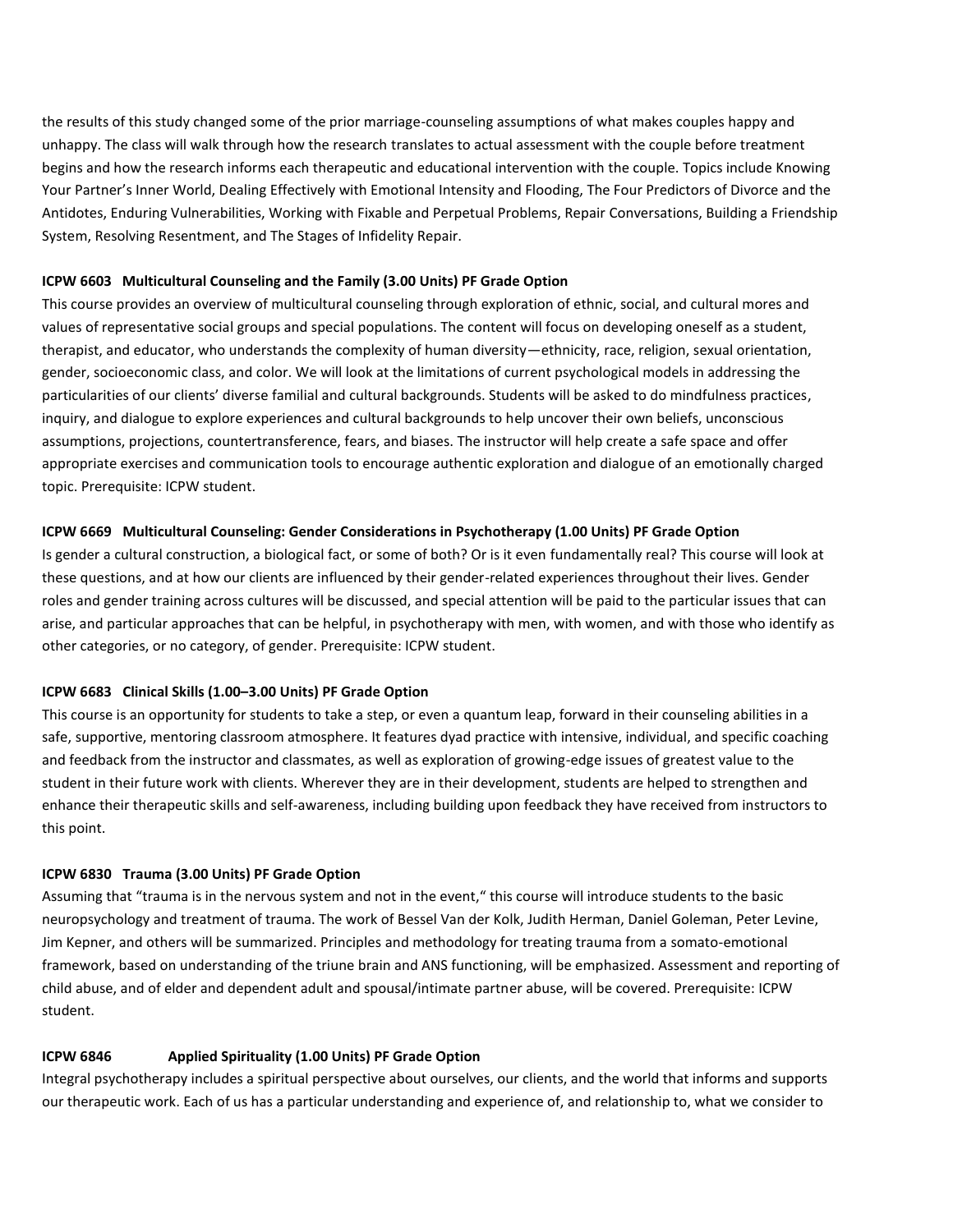the results of this study changed some of the prior marriage-counseling assumptions of what makes couples happy and unhappy. The class will walk through how the research translates to actual assessment with the couple before treatment begins and how the research informs each therapeutic and educational intervention with the couple. Topics include Knowing Your Partner's Inner World, Dealing Effectively with Emotional Intensity and Flooding, The Four Predictors of Divorce and the Antidotes, Enduring Vulnerabilities, Working with Fixable and Perpetual Problems, Repair Conversations, Building a Friendship System, Resolving Resentment, and The Stages of Infidelity Repair.

**ICPW 6603 Multicultural Counseling and the Family (3.00 Units) PF Grade Option**

This course provides an overview of multicultural counseling through exploration of ethnic, social, and cultural mores and values of representative social groups and special populations. The content will focus on developing oneself as a student, therapist, and educator, who understands the complexity of human diversity—ethnicity, race, religion, sexual orientation, gender, socioeconomic class, and color. We will look at the limitations of current psychological models in addressing the particularities of our clients' diverse familial and cultural backgrounds. Students will be asked to do mindfulness practices, inquiry, and dialogue to explore experiences and cultural backgrounds to help uncover their own beliefs, unconscious assumptions, projections, countertransference, fears, and biases. The instructor will help create a safe space and offer appropriate exercises and communication tools to encourage authentic exploration and dialogue of an emotionally charged topic. Prerequisite: ICPW student.

**ICPW 6669 Multicultural Counseling: Gender Considerations in Psychotherapy (1.00 Units) PF Grade Option**

Is gender a cultural construction, a biological fact, or some of both? Or is it even fundamentally real? This course will look at these questions, and at how our clients are influenced by their gender-related experiences throughout their lives. Gender roles and gender training across cultures will be discussed, and special attention will be paid to the particular issues that can arise, and particular approaches that can be helpful, in psychotherapy with men, with women, and with those who identify as other categories, or no category, of gender. Prerequisite: ICPW student.

**ICPW 6683 Clinical Skills (1.00–3.00 Units) PF Grade Option**

This course is an opportunity for students to take a step, or even a quantum leap, forward in their counseling abilities in a safe, supportive, mentoring classroom atmosphere. It features dyad practice with intensive, individual, and specific coaching and feedback from the instructor and classmates, as well as exploration of growing-edge issues of greatest value to the student in their future work with clients. Wherever they are in their development, students are helped to strengthen and enhance their therapeutic skills and self-awareness, including building upon feedback they have received from instructors to this point.

**ICPW 6830 Trauma (3.00 Units) PF Grade Option**

Assuming that "trauma is in the nervous system and not in the event," this course will introduce students to the basic neuropsychology and treatment of trauma. The work of Bessel Van der Kolk, Judith Herman, Daniel Goleman, Peter Levine, Jim Kepner, and others will be summarized. Principles and methodology for treating trauma from a somato-emotional framework, based on understanding of the triune brain and ANS functioning, will be emphasized. Assessment and reporting of child abuse, and of elder and dependent adult and spousal/intimate partner abuse, will be covered. Prerequisite: ICPW student.

**ICPW 6846 Applied Spirituality (1.00 Units) PF Grade Option**

Integral psychotherapy includes a spiritual perspective about ourselves, our clients, and the world that informs and supports our therapeutic work. Each of us has a particular understanding and experience of, and relationship to, what we consider to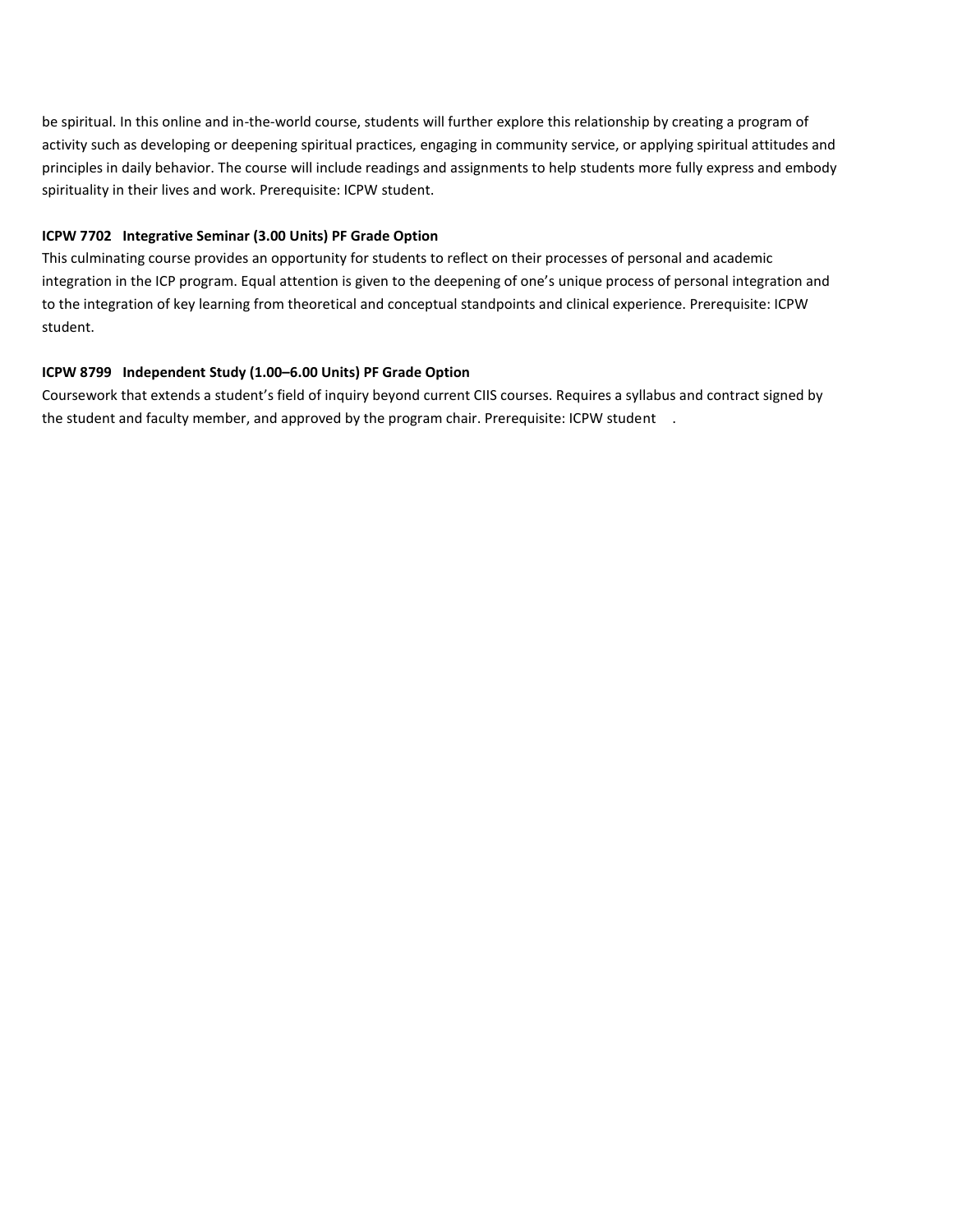be spiritual. In this online and in-the-world course, students will further explore this relationship by creating a program of activity such as developing or deepening spiritual practices, engaging in community service, or applying spiritual attitudes and principles in daily behavior. The course will include readings and assignments to help students more fully express and embody spirituality in their lives and work. Prerequisite: ICPW student.

**ICPW 7702 Integrative Seminar (3.00 Units) PF Grade Option**

This culminating course provides an opportunity for students to reflect on their processes of personal and academic integration in the ICP program. Equal attention is given to the deepening of one's unique process of personal integration and to the integration of key learning from theoretical and conceptual standpoints and clinical experience. Prerequisite: ICPW student.

**ICPW 8799 Independent Study (1.00–6.00 Units) PF Grade Option**

Coursework that extends a student's field of inquiry beyond current CIIS courses. Requires a syllabus and contract signed by the student and faculty member, and approved by the program chair. Prerequisite: ICPW student.